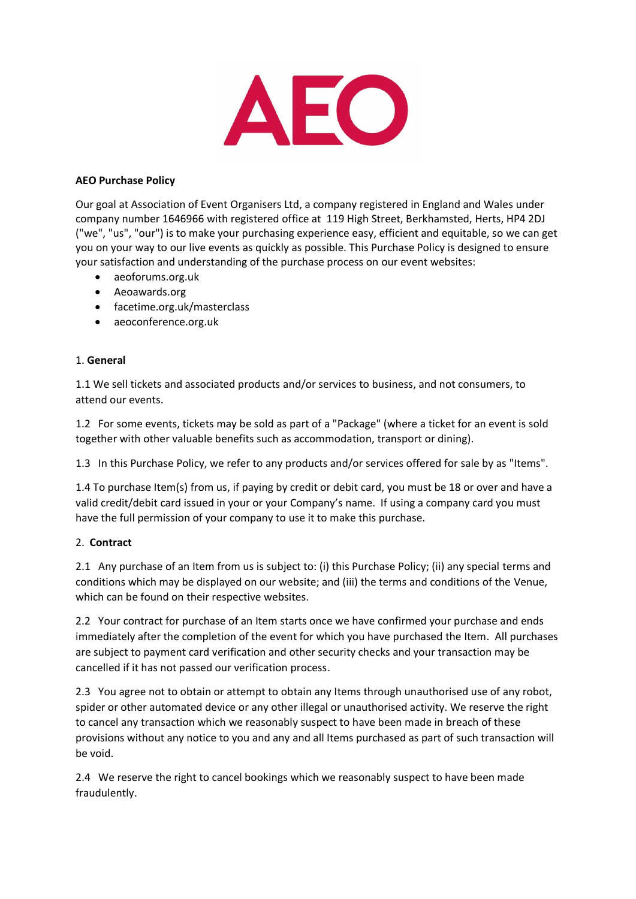**AEO Purchase Policy**

Our goal at Association of Event Organisers Ltd, a company registered in England and Wales under company number 1646966 with registered office at 119 High Street, Berkhamsted, Herts, HP4 2DJ ("we", "us", "our") is to make your purchasing experience easy, efficient and equitable, so we can get you on your way to our live events as quickly as possible. This Purchase Policy is designed to ensure your satisfaction and understanding of the purchase process on our event websites:

- aeoforums.org.uk
- Aeoawards.org
- facetime.org.uk/masterclass
- aeoconference.org.uk

1. **General**

1.1 We sell tickets and associated products and/or services to business, and not consumers, to attend our events.

1.2 For some events, tickets may be sold as part of a "Package" (where a ticket for an event is sold together with other valuable benefits such as accommodation, transport or dining).

1.3 In this Purchase Policy, we refer to any products and/or services offered for sale by as "Items".

1.4 To purchase Item(s) from us, if paying by credit or debit card, you must be 18 or over and have a valid credit/debit card issued in your or your Company's name. If using a company card you must have the full permission of your company to use it to make this purchase.

2. **Contract**

2.1 Any purchase of an Item from us is subject to: (i) this Purchase Policy; (ii) any special terms and conditions which may be displayed on our website; and (iii) the terms and conditions of the Venue, which can be found on their respective websites.

2.2 Your contract for purchase of an Item starts once we have confirmed your purchase and ends immediately after the completion of the event for which you have purchased the Item. All purchases are subject to payment card verification and other security checks and your transaction may be cancelled if it has not passed our verification process.

2.3 You agree not to obtain or attempt to obtain any Items through unauthorised use of any robot, spider or other automated device or any other illegal or unauthorised activity. We reserve the right to cancel any transaction which we reasonably suspect to have been made in breach of these provisions without any notice to you and any and all Items purchased as part of such transaction will be void.

2.4 We reserve the right to cancel bookings which we reasonably suspect to have been made fraudulently.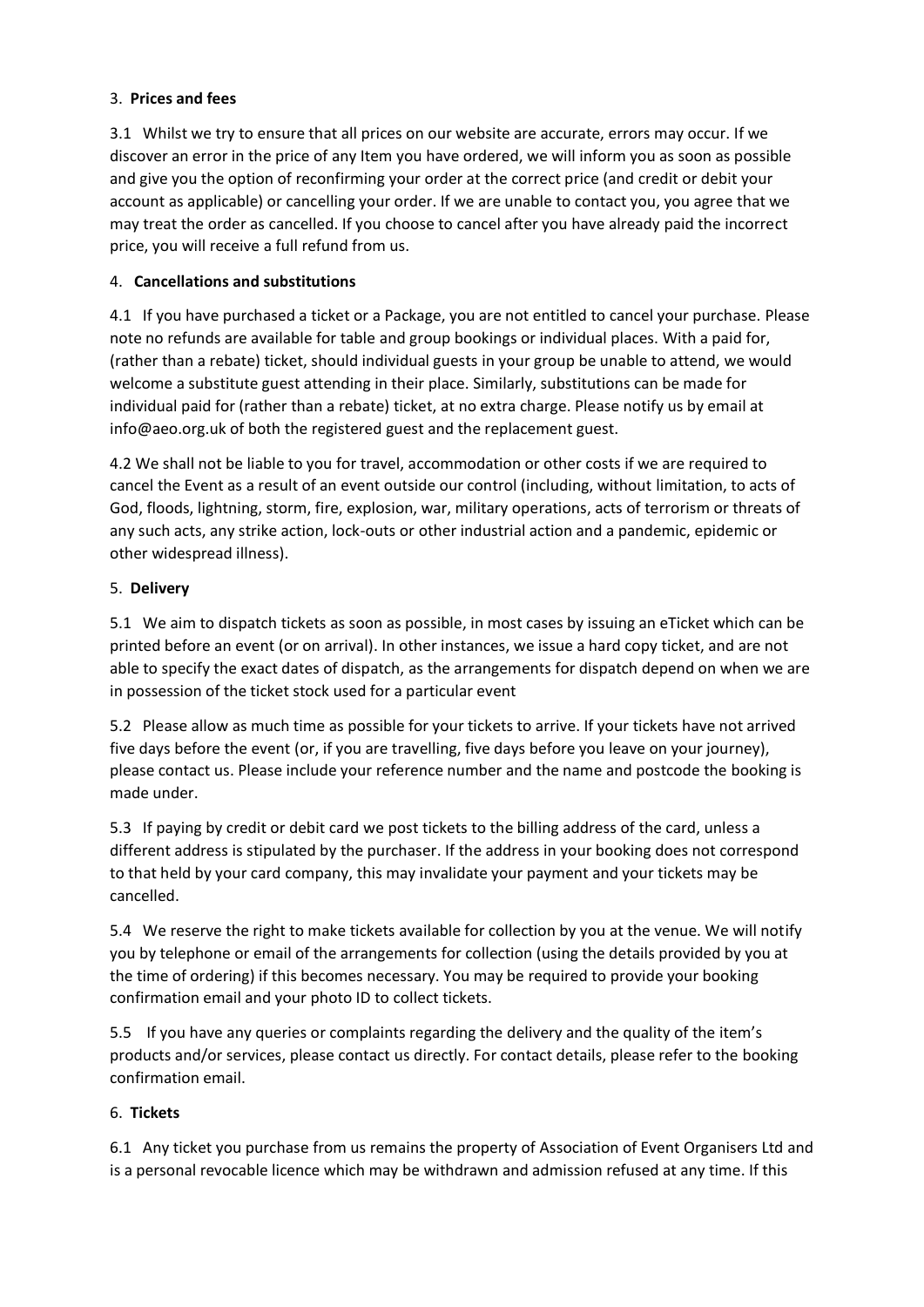## 3. **Prices and fees**

3.1 Whilst we try to ensure that all prices on our website are accurate, errors may occur. If we discover an error in the price of any Item you have ordered, we will inform you as soon as possible and give you the option of reconfirming your order at the correct price (and credit or debit your account as applicable) or cancelling your order. If we are unable to contact you, you agree that we may treat the order as cancelled. If you choose to cancel after you have already paid the incorrect price, you will receive a full refund from us.

## 4. **Cancellations and substitutions**

4.1 If you have purchased a ticket or a Package, you are not entitled to cancel your purchase. Please note no refunds are available for table and group bookings or individual places. With a paid for, (rather than a rebate) ticket, should individual guests in your group be unable to attend, we would welcome a substitute guest attending in their place. Similarly, substitutions can be made for individual paid for (rather than a rebate) ticket, at no extra charge. Please notify us by email at info@aeo.org.uk of both the registered guest and the replacement guest.

4.2 We shall not be liable to you for travel, accommodation or other costs if we are required to cancel the Event as a result of an event outside our control (including, without limitation, to acts of God, floods, lightning, storm, fire, explosion, war, military operations, acts of terrorism or threats of any such acts, any strike action, lock-outs or other industrial action and a pandemic, epidemic or other widespread illness).

## 5. **Delivery**

5.1 We aim to dispatch tickets as soon as possible, in most cases by issuing an eTicket which can be printed before an event (or on arrival). In other instances, we issue a hard copy ticket, and are not able to specify the exact dates of dispatch, as the arrangements for dispatch depend on when we are in possession of the ticket stock used for a particular event

5.2 Please allow as much time as possible for your tickets to arrive. If your tickets have not arrived five days before the event (or, if you are travelling, five days before you leave on your journey), please contact us. Please include your reference number and the name and postcode the booking is made under.

5.3 If paying by credit or debit card we post tickets to the billing address of the card, unless a different address is stipulated by the purchaser. If the address in your booking does not correspond to that held by your card company, this may invalidate your payment and your tickets may be cancelled.

5.4 We reserve the right to make tickets available for collection by you at the venue. We will notify you by telephone or email of the arrangements for collection (using the details provided by you at the time of ordering) if this becomes necessary. You may be required to provide your booking confirmation email and your photo ID to collect tickets.

5.5 If you have any queries or complaints regarding the delivery and the quality of the item's products and/or services, please contact us directly. For contact details, please refer to the booking confirmation email.

## 6. **Tickets**

6.1 Any ticket you purchase from us remains the property of Association of Event Organisers Ltd and is a personal revocable licence which may be withdrawn and admission refused at any time. If this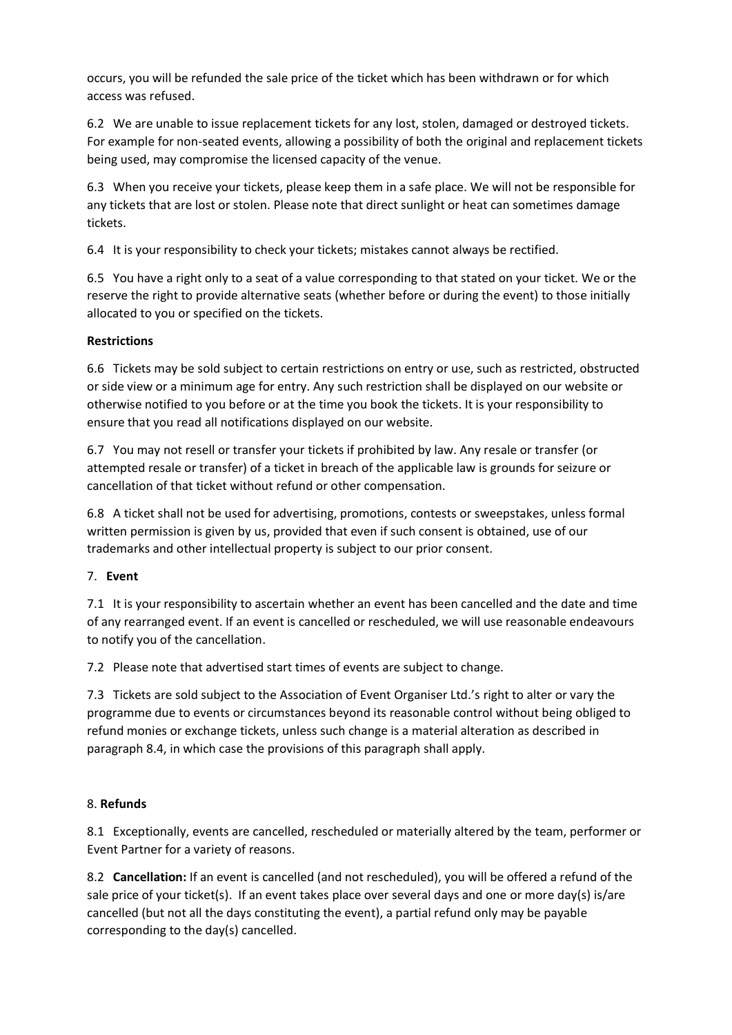occurs, you will be refunded the sale price of the ticket which has been withdrawn or for which access was refused.

6.2 We are unable to issue replacement tickets for any lost, stolen, damaged or destroyed tickets. For example for non-seated events, allowing a possibility of both the original and replacement tickets being used, may compromise the licensed capacity of the venue.

6.3 When you receive your tickets, please keep them in a safe place. We will not be responsible for any tickets that are lost or stolen. Please note that direct sunlight or heat can sometimes damage tickets.

6.4 It is your responsibility to check your tickets; mistakes cannot always be rectified.

6.5 You have a right only to a seat of a value corresponding to that stated on your ticket. We or the reserve the right to provide alternative seats (whether before or during the event) to those initially allocated to you or specified on the tickets.

**Restrictions**

6.6 Tickets may be sold subject to certain restrictions on entry or use, such as restricted, obstructed or side view or a minimum age for entry. Any such restriction shall be displayed on our website or otherwise notified to you before or at the time you book the tickets. It is your responsibility to ensure that you read all notifications displayed on our website.

6.7 You may not resell or transfer your tickets if prohibited by law. Any resale or transfer (or attempted resale or transfer) of a ticket in breach of the applicable law is grounds for seizure or cancellation of that ticket without refund or other compensation.

6.8 A ticket shall not be used for advertising, promotions, contests or sweepstakes, unless formal written permission is given by us, provided that even if such consent is obtained, use of our trademarks and other intellectual property is subject to our prior consent.

7. **Event**

7.1 It is your responsibility to ascertain whether an event has been cancelled and the date and time of any rearranged event. If an event is cancelled or rescheduled, we will use reasonable endeavours to notify you of the cancellation.

7.2 Please note that advertised start times of events are subject to change.

7.3 Tickets are sold subject to the Association of Event Organiser Ltd.'s right to alter or vary the programme due to events or circumstances beyond its reasonable control without being obliged to refund monies or exchange tickets, unless such change is a material alteration as described in paragraph 8.4, in which case the provisions of this paragraph shall apply.

8. **Refunds**

8.1 Exceptionally, events are cancelled, rescheduled or materially altered by the team, performer or Event Partner for a variety of reasons.

8.2 **Cancellation:** If an event is cancelled (and not rescheduled), you will be offered a refund of the sale price of your ticket(s). If an event takes place over several days and one or more day(s) is/are cancelled (but not all the days constituting the event), a partial refund only may be payable corresponding to the day(s) cancelled.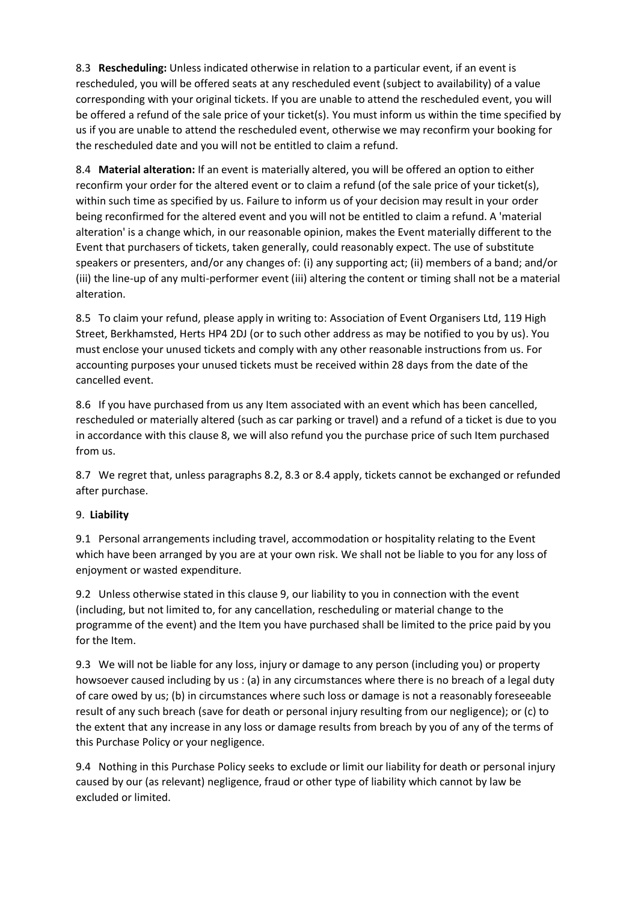8.3 **Rescheduling:** Unless indicated otherwise in relation to a particular event, if an event is rescheduled, you will be offered seats at any rescheduled event (subject to availability) of a value corresponding with your original tickets. If you are unable to attend the rescheduled event, you will be offered a refund of the sale price of your ticket(s). You must inform us within the time specified by us if you are unable to attend the rescheduled event, otherwise we may reconfirm your booking for the rescheduled date and you will not be entitled to claim a refund.

8.4 **Material alteration:** If an event is materially altered, you will be offered an option to either reconfirm your order for the altered event or to claim a refund (of the sale price of your ticket(s), within such time as specified by us. Failure to inform us of your decision may result in your order being reconfirmed for the altered event and you will not be entitled to claim a refund. A 'material alteration' is a change which, in our reasonable opinion, makes the Event materially different to the Event that purchasers of tickets, taken generally, could reasonably expect. The use of substitute speakers or presenters, and/or any changes of: (i) any supporting act; (ii) members of a band; and/or (iii) the line-up of any multi-performer event (iii) altering the content or timing shall not be a material alteration.

8.5 To claim your refund, please apply in writing to: Association of Event Organisers Ltd, 119 High Street, Berkhamsted, Herts HP4 2DJ (or to such other address as may be notified to you by us). You must enclose your unused tickets and comply with any other reasonable instructions from us. For accounting purposes your unused tickets must be received within 28 days from the date of the cancelled event.

8.6 If you have purchased from us any Item associated with an event which has been cancelled, rescheduled or materially altered (such as car parking or travel) and a refund of a ticket is due to you in accordance with this clause 8, we will also refund you the purchase price of such Item purchased from us.

8.7 We regret that, unless paragraphs 8.2, 8.3 or 8.4 apply, tickets cannot be exchanged or refunded after purchase.

## 9. **Liability**

9.1 Personal arrangements including travel, accommodation or hospitality relating to the Event which have been arranged by you are at your own risk. We shall not be liable to you for any loss of enjoyment or wasted expenditure.

9.2 Unless otherwise stated in this clause 9, our liability to you in connection with the event (including, but not limited to, for any cancellation, rescheduling or material change to the programme of the event) and the Item you have purchased shall be limited to the price paid by you for the Item.

9.3 We will not be liable for any loss, injury or damage to any person (including you) or property howsoever caused including by us : (a) in any circumstances where there is no breach of a legal duty of care owed by us; (b) in circumstances where such loss or damage is not a reasonably foreseeable result of any such breach (save for death or personal injury resulting from our negligence); or (c) to the extent that any increase in any loss or damage results from breach by you of any of the terms of this Purchase Policy or your negligence.

9.4 Nothing in this Purchase Policy seeks to exclude or limit our liability for death or personal injury caused by our (as relevant) negligence, fraud or other type of liability which cannot by law be excluded or limited.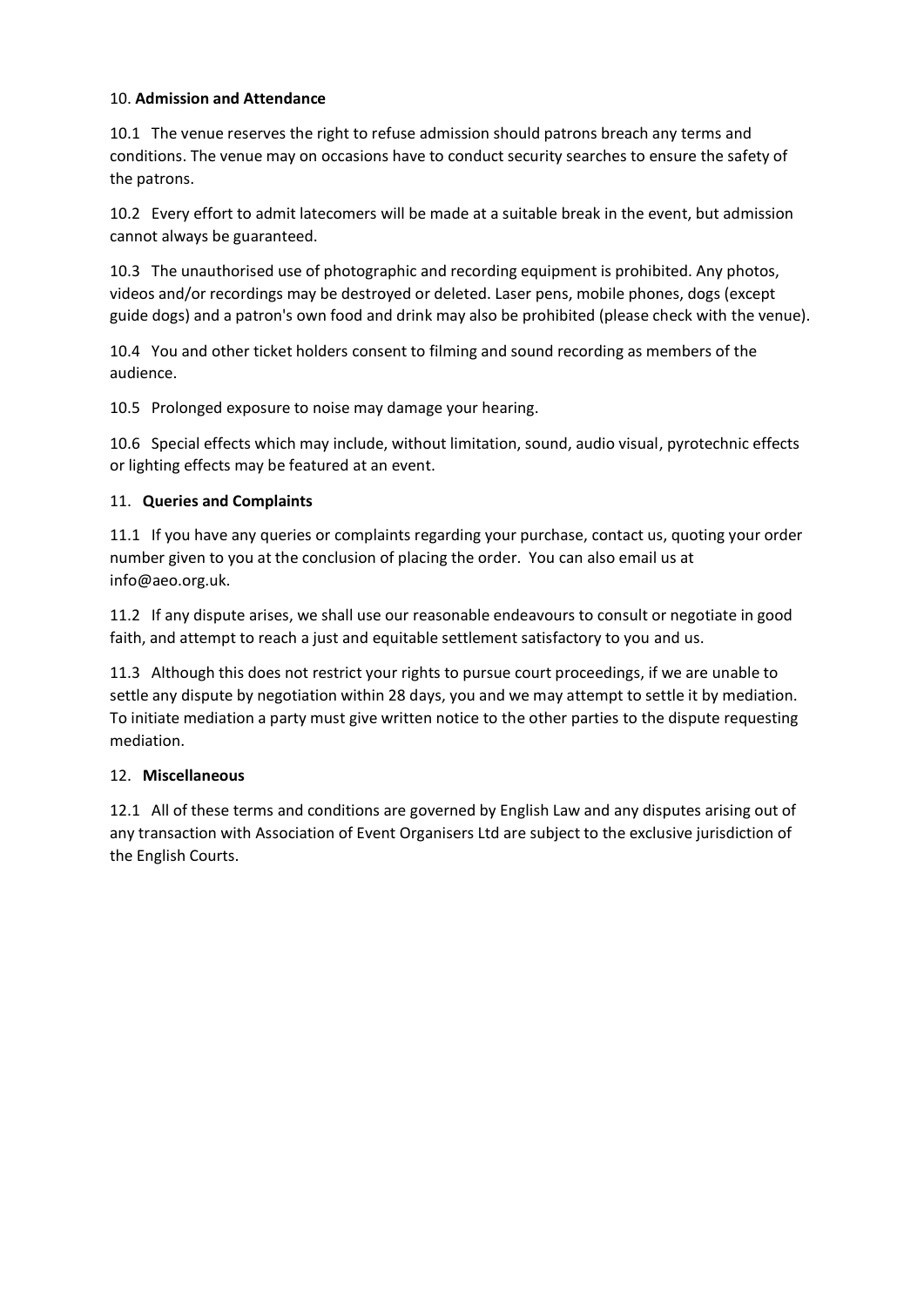## 10. **Admission and Attendance**

10.1 The venue reserves the right to refuse admission should patrons breach any terms and conditions. The venue may on occasions have to conduct security searches to ensure the safety of the patrons.

10.2 Every effort to admit latecomers will be made at a suitable break in the event, but admission cannot always be guaranteed.

10.3 The unauthorised use of photographic and recording equipment is prohibited. Any photos, videos and/or recordings may be destroyed or deleted. Laser pens, mobile phones, dogs (except guide dogs) and a patron's own food and drink may also be prohibited (please check with the venue).

10.4 You and other ticket holders consent to filming and sound recording as members of the audience.

10.5 Prolonged exposure to noise may damage your hearing.

10.6 Special effects which may include, without limitation, sound, audio visual, pyrotechnic effects or lighting effects may be featured at an event.

## 11. **Queries and Complaints**

11.1 If you have any queries or complaints regarding your purchase, contact us, quoting your order number given to you at the conclusion of placing the order. You can also email us at info@aeo.org.uk.

11.2 If any dispute arises, we shall use our reasonable endeavours to consult or negotiate in good faith, and attempt to reach a just and equitable settlement satisfactory to you and us.

11.3 Although this does not restrict your rights to pursue court proceedings, if we are unable to settle any dispute by negotiation within 28 days, you and we may attempt to settle it by mediation. To initiate mediation a party must give written notice to the other parties to the dispute requesting mediation.

## 12. **Miscellaneous**

12.1 All of these terms and conditions are governed by English Law and any disputes arising out of any transaction with Association of Event Organisers Ltd are subject to the exclusive jurisdiction of the English Courts.